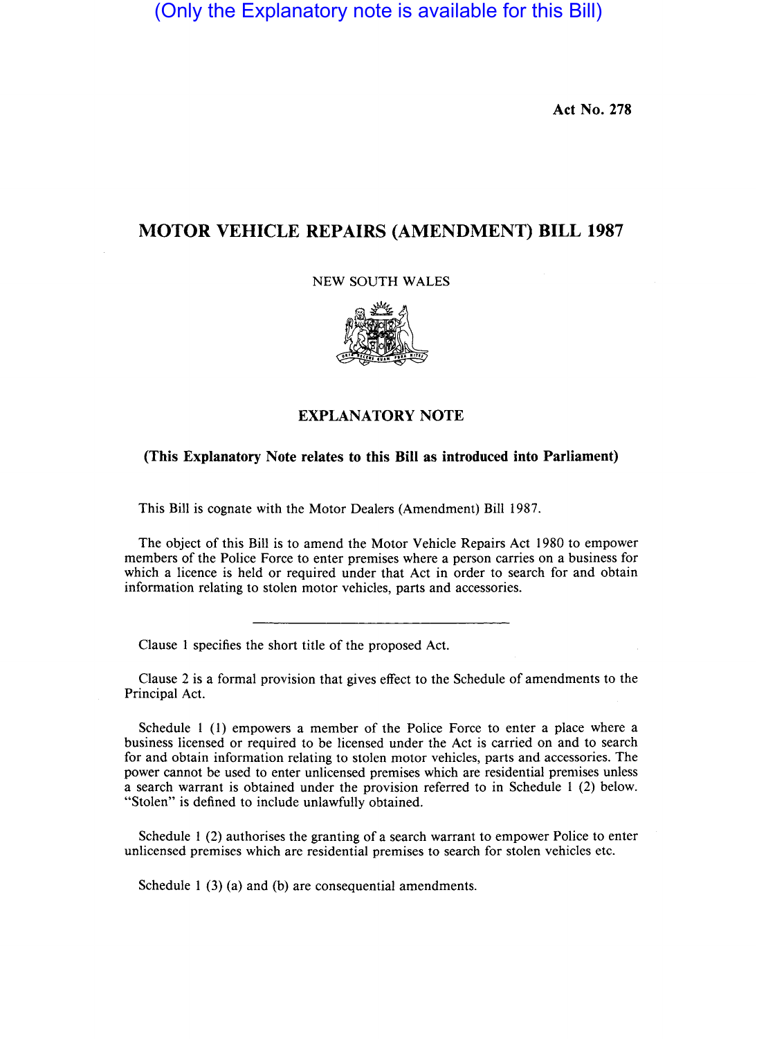(Only the Explanatory note is available for this Bill)

**Act No. 278**

# MOTOR VEHICLE REPAIRS (AMENDMENT) BILL 1987

NEW SOUTH WALES

## EXPLANATORY NOTE

**(This Explanatory Note relates to this Bill as introduced into Parliament)**

This Bill is cognate with the Motor Dealers (Amendment) Bill 1987.

The object of this Bill is to amend the Motor Vehicle Repairs Act 1980 to empower members of the Police Force to enter premises where a person carries on a business for which a licence is held or required under that Act in order to search for and obtain information relating to stolen motor vehicles, parts and accessories.

---

Clause 1 specifies the short title of the proposed Act.

Clause 2 is a formal provision that gives effect to the Schedule of amendments to the Principal Act.

Schedule 1 (1) empowers a member of the Police Force to enter a place where a business licensed or required to be licensed under the Act is carried on and to search for and obtain information relating to stolen motor vehicles, parts and accessories. The power cannot be used to enter unlicensed premises which are residential premises unless a search warrant is obtained under the provision referred to in Schedule 1 (2) below. "Stolen" is defined to include unlawfully obtained.

Schedule 1 (2) authorises the granting of a search warrant to empower Police to enter unlicensed premises which are residential premises to search for stolen vehicles etc.

Schedule 1 (3) (a) and (b) are consequential amendments.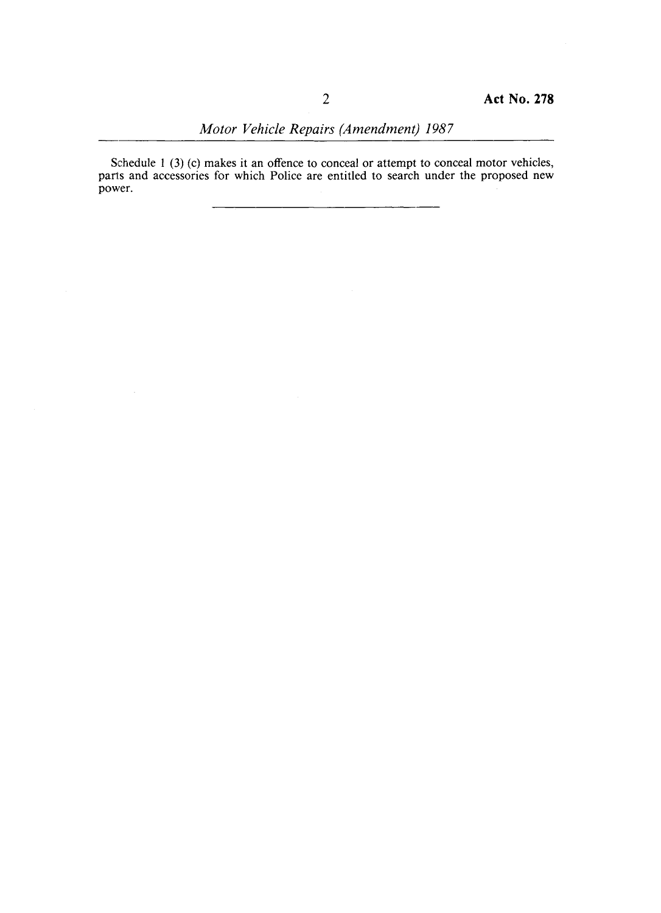Schedule 1 (3) (c) makes it an offence to conceal or attempt to conceal motor vehicles, parts and accessories for which Police are entitled to search under the proposed new power.